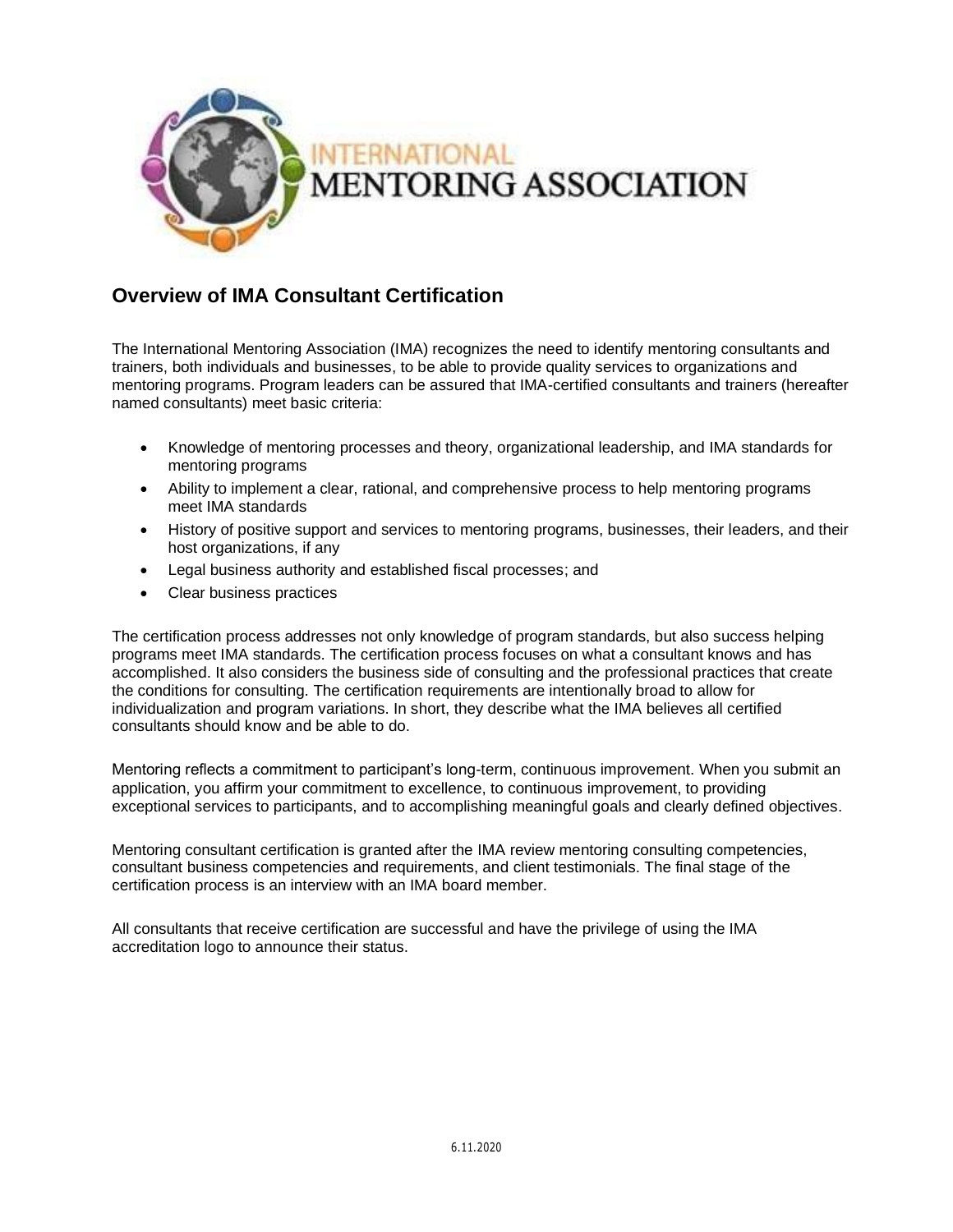INTERNATIONAL MENTORING ASSOCIATION

## Overview of IMA Consultant Certification

The International Mentoring Association (IMA) recognizes the need to identify mentoring consultants and trainers, both individuals and businesses, to be able to provide quality services to organizations and mentoring programs. Program leaders can be assured that IMA-certified consultants and trainers (hereafter named consultants) meet basic criteria:

- Knowledge of mentoring processes and theory, organizational leadership, and IMA standards for mentoring programs
- Ability to implement a clear, rational, and comprehensive process to help mentoring programs meet IMA standards
- History of positive support and services to mentoring programs, businesses, their leaders, and their host organizations, if any
- Legal business authority and established fiscal processes; and
- Clear business practices

The certification process addresses not only knowledge of program standards, but also success helping programs meet IMA standards. The certification process focuses on what a consultant knows and has accomplished. It also considers the business side of consulting and the professional practices that create the conditions for consulting. The certification requirements are intentionally broad to allow for individualization and program variations. In short, they describe what the IMA believes all certified consultants should know and be able to do.

Mentoring reflects a commitment to participant's long-term, continuous improvement. When you submit an application, you affirm your commitment to excellence, to continuous improvement, to providing exceptional services to participants, and to accomplishing meaningful goals and clearly defined objectives.

Mentoring consultant certification is granted after the IMA review mentoring consulting competencies, consultant business competencies and requirements, and client testimonials. The final stage of the certification process is an interview with an IMA board member.

All consultants that receive certification are successful and have the privilege of using the IMA accreditation logo to announce their status.

6.11.2020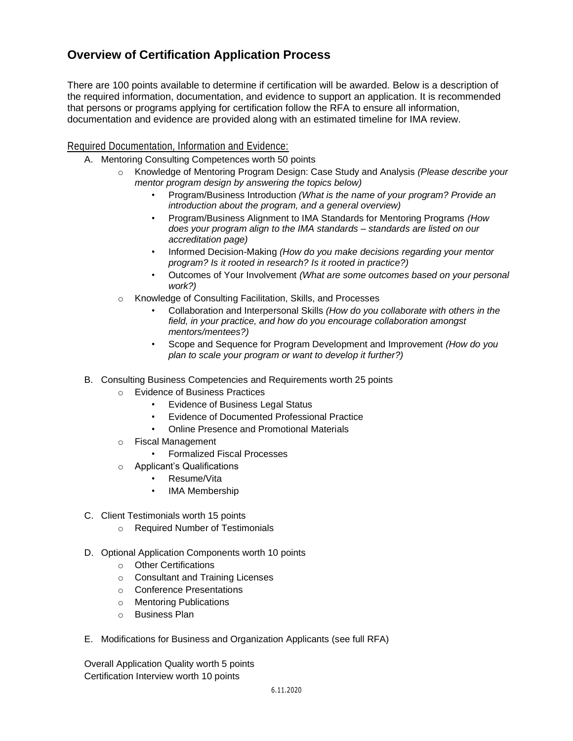## Overview of Certification Application Process

There are 100 points available to determine if certification will be awarded. Below is a description of the required information, documentation, and evidence to support an application. It is recommended that persons or programs applying for certification follow the RFA to ensure all information, documentation and evidence are provided along with an estimated timeline for IMA review.

Required Documentation, Information and Evidence:

A. Mentoring Consulting Competences worth 50 points
   - Knowledge of Mentoring Program Design: Case Study and Analysis *(Please describe your mentor program design by answering the topics below)*
     - Program/Business Introduction *(What is the name of your program? Provide an introduction about the program, and a general overview)*
     - Program/Business Alignment to IMA Standards for Mentoring Programs *(How does your program align to the IMA standards – standards are listed on our accreditation page)*
     - Informed Decision-Making *(How do you make decisions regarding your mentor program? Is it rooted in research? Is it rooted in practice?)*
     - Outcomes of Your Involvement *(What are some outcomes based on your personal work?)*
   - Knowledge of Consulting Facilitation, Skills, and Processes
     - Collaboration and Interpersonal Skills *(How do you collaborate with others in the field, in your practice, and how do you encourage collaboration amongst mentors/mentees?)*
     - Scope and Sequence for Program Development and Improvement *(How do you plan to scale your program or want to develop it further?)*

B. Consulting Business Competencies and Requirements worth 25 points
   - Evidence of Business Practices
     - Evidence of Business Legal Status
     - Evidence of Documented Professional Practice
     - Online Presence and Promotional Materials
   - Fiscal Management
     - Formalized Fiscal Processes
   - Applicant's Qualifications
     - Resume/Vita
     - IMA Membership

C. Client Testimonials worth 15 points
   - Required Number of Testimonials

D. Optional Application Components worth 10 points
   - Other Certifications
   - Consultant and Training Licenses
   - Conference Presentations
   - Mentoring Publications
   - Business Plan

E. Modifications for Business and Organization Applicants (see full RFA)

Overall Application Quality worth 5 points
Certification Interview worth 10 points

6.11.2020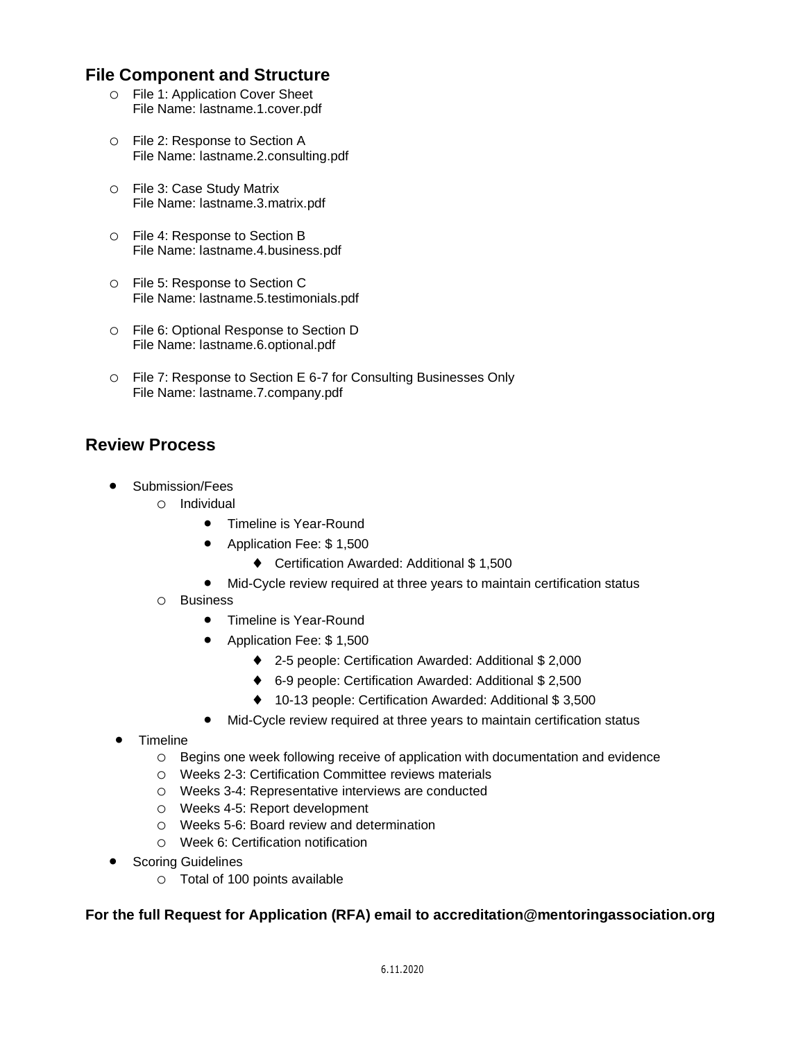## File Component and Structure

- File 1: Application Cover Sheet
  File Name: lastname.1.cover.pdf

- File 2: Response to Section A
  File Name: lastname.2.consulting.pdf

- File 3: Case Study Matrix
  File Name: lastname.3.matrix.pdf

- File 4: Response to Section B
  File Name: lastname.4.business.pdf

- File 5: Response to Section C
  File Name: lastname.5.testimonials.pdf

- File 6: Optional Response to Section D
  File Name: lastname.6.optional.pdf

- File 7: Response to Section E 6-7 for Consulting Businesses Only
  File Name: lastname.7.company.pdf

## Review Process

- Submission/Fees
  - Individual
    - Timeline is Year-Round
    - Application Fee: $ 1,500
      - Certification Awarded: Additional $ 1,500
    - Mid-Cycle review required at three years to maintain certification status
  - Business
    - Timeline is Year-Round
    - Application Fee: $ 1,500
      - 2-5 people: Certification Awarded: Additional $ 2,000
      - 6-9 people: Certification Awarded: Additional $ 2,500
      - 10-13 people: Certification Awarded: Additional $ 3,500
    - Mid-Cycle review required at three years to maintain certification status
- Timeline
  - Begins one week following receive of application with documentation and evidence
  - Weeks 2-3: Certification Committee reviews materials
  - Weeks 3-4: Representative interviews are conducted
  - Weeks 4-5: Report development
  - Weeks 5-6: Board review and determination
  - Week 6: Certification notification
- Scoring Guidelines
  - Total of 100 points available

**For the full Request for Application (RFA) email to accreditation@mentoringassociation.org**

6.11.2020